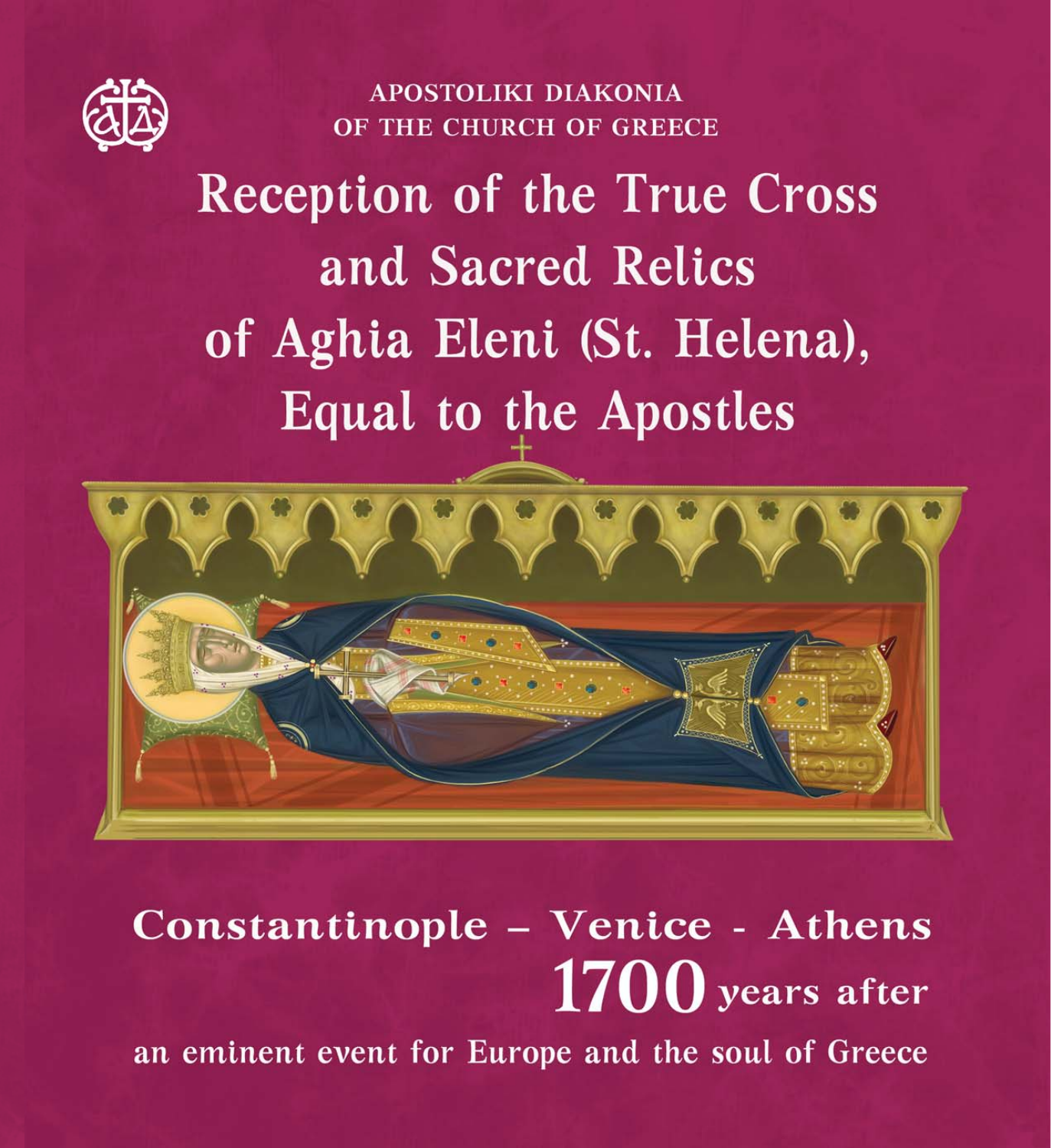APOSTOLIKI DIAKONIA
OF THE CHURCH OF GREECE

# Reception of the True Cross and Sacred Relics of Aghia Eleni (St. Helena), Equal to the Apostles

**Constantinople – Venice - Athens**

**1700 years after**

an eminent event for Europe and the soul of Greece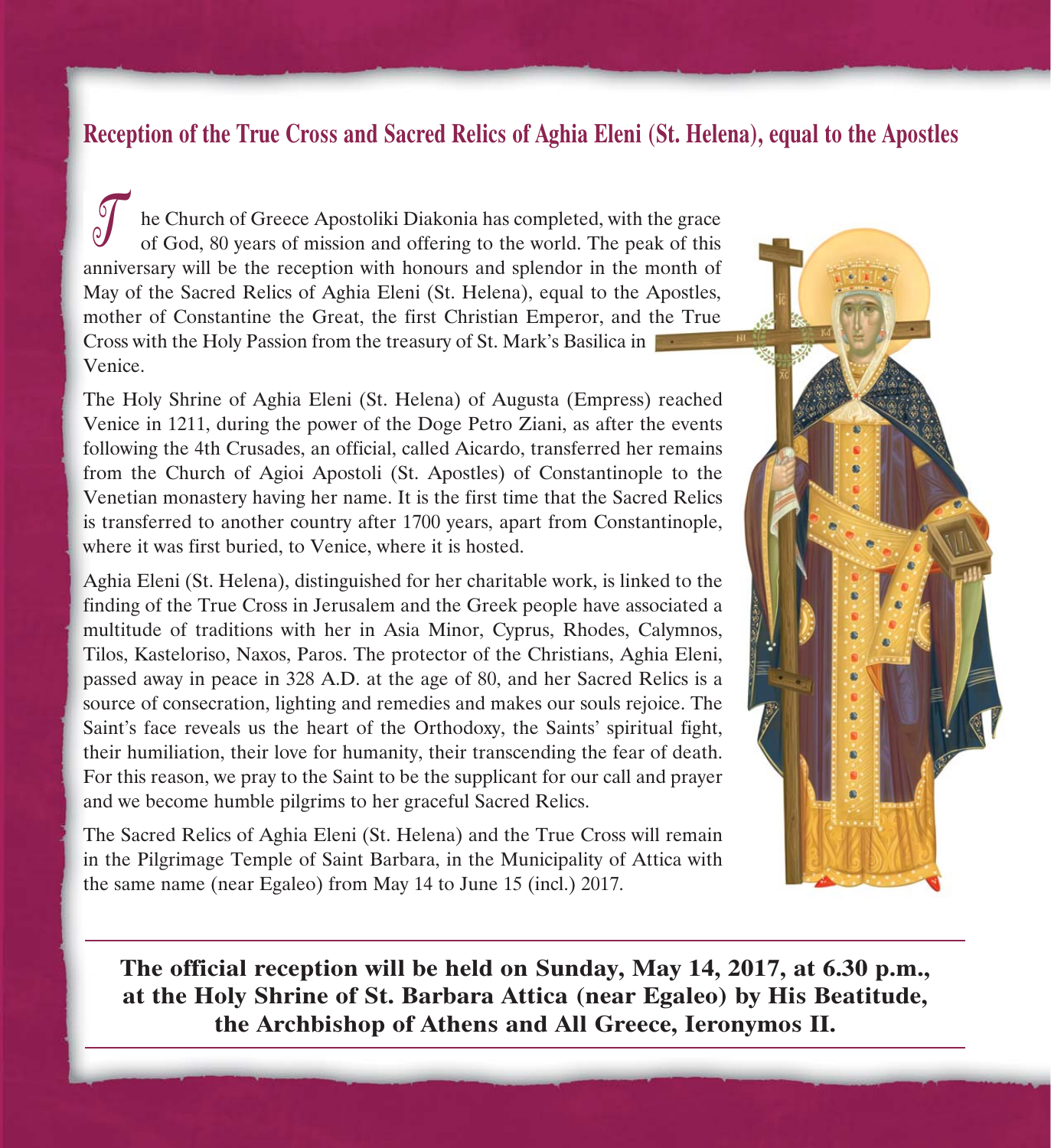## Reception of the True Cross and Sacred Relics of Aghia Eleni (St. Helena), equal to the Apostles

The Church of Greece Apostoliki Diakonia has completed, with the grace of God, 80 years of mission and offering to the world. The peak of this anniversary will be the reception with honours and splendor in the month of May of the Sacred Relics of Aghia Eleni (St. Helena), equal to the Apostles, mother of Constantine the Great, the first Christian Emperor, and the True Cross with the Holy Passion from the treasury of St. Mark's Basilica in Venice.

The Holy Shrine of Aghia Eleni (St. Helena) of Augusta (Empress) reached Venice in 1211, during the power of the Doge Petro Ziani, as after the events following the 4th Crusades, an official, called Aicardo, transferred her remains from the Church of Agioi Apostoli (St. Apostles) of Constantinople to the Venetian monastery having her name. It is the first time that the Sacred Relics is transferred to another country after 1700 years, apart from Constantinople, where it was first buried, to Venice, where it is hosted.

Aghia Eleni (St. Helena), distinguished for her charitable work, is linked to the finding of the True Cross in Jerusalem and the Greek people have associated a multitude of traditions with her in Asia Minor, Cyprus, Rhodes, Calymnos, Tilos, Kasteloriso, Naxos, Paros. The protector of the Christians, Aghia Eleni, passed away in peace in 328 A.D. at the age of 80, and her Sacred Relics is a source of consecration, lighting and remedies and makes our souls rejoice. The Saint's face reveals us the heart of the Orthodoxy, the Saints' spiritual fight, their humiliation, their love for humanity, their transcending the fear of death. For this reason, we pray to the Saint to be the supplicant for our call and prayer and we become humble pilgrims to her graceful Sacred Relics.

The Sacred Relics of Aghia Eleni (St. Helena) and the True Cross will remain in the Pilgrimage Temple of Saint Barbara, in the Municipality of Attica with the same name (near Egaleo) from May 14 to June 15 (incl.) 2017.

**The official reception will be held on Sunday, May 14, 2017, at 6.30 p.m., at the Holy Shrine of St. Barbara Attica (near Egaleo) by His Beatitude, the Archbishop of Athens and All Greece, Ieronymos II.**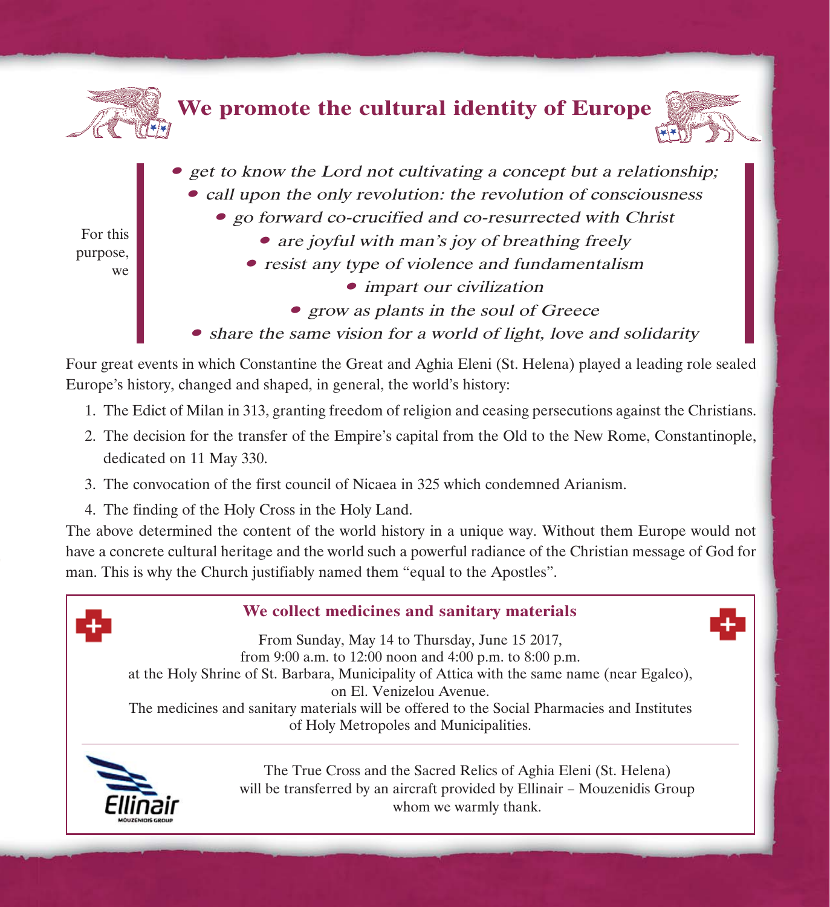## We promote the cultural identity of Europe

For this purpose, we

- *get to know the Lord not cultivating a concept but a relationship;*
- *call upon the only revolution: the revolution of consciousness*
- *go forward co-crucified and co-resurrected with Christ*
- *are joyful with man's joy of breathing freely*
- *resist any type of violence and fundamentalism*
- *impart our civilization*
- *grow as plants in the soul of Greece*
- *share the same vision for a world of light, love and solidarity*

Four great events in which Constantine the Great and Aghia Eleni (St. Helena) played a leading role sealed Europe's history, changed and shaped, in general, the world's history:

1. The Edict of Milan in 313, granting freedom of religion and ceasing persecutions against the Christians.
2. The decision for the transfer of the Empire's capital from the Old to the New Rome, Constantinople, dedicated on 11 May 330.
3. The convocation of the first council of Nicaea in 325 which condemned Arianism.
4. The finding of the Holy Cross in the Holy Land.

The above determined the content of the world history in a unique way. Without them Europe would not have a concrete cultural heritage and the world such a powerful radiance of the Christian message of God for man. This is why the Church justifiably named them "equal to the Apostles".

### We collect medicines and sanitary materials

From Sunday, May 14 to Thursday, June 15 2017,
from 9:00 a.m. to 12:00 noon and 4:00 p.m. to 8:00 p.m.
at the Holy Shrine of St. Barbara, Municipality of Attica with the same name (near Egaleo),
on El. Venizelou Avenue.
The medicines and sanitary materials will be offered to the Social Pharmacies and Institutes of Holy Metropoles and Municipalities.

---

Ellinair
MOUZENIDIS GROUP

The True Cross and the Sacred Relics of Aghia Eleni (St. Helena) will be transferred by an aircraft provided by Ellinair – Mouzenidis Group whom we warmly thank.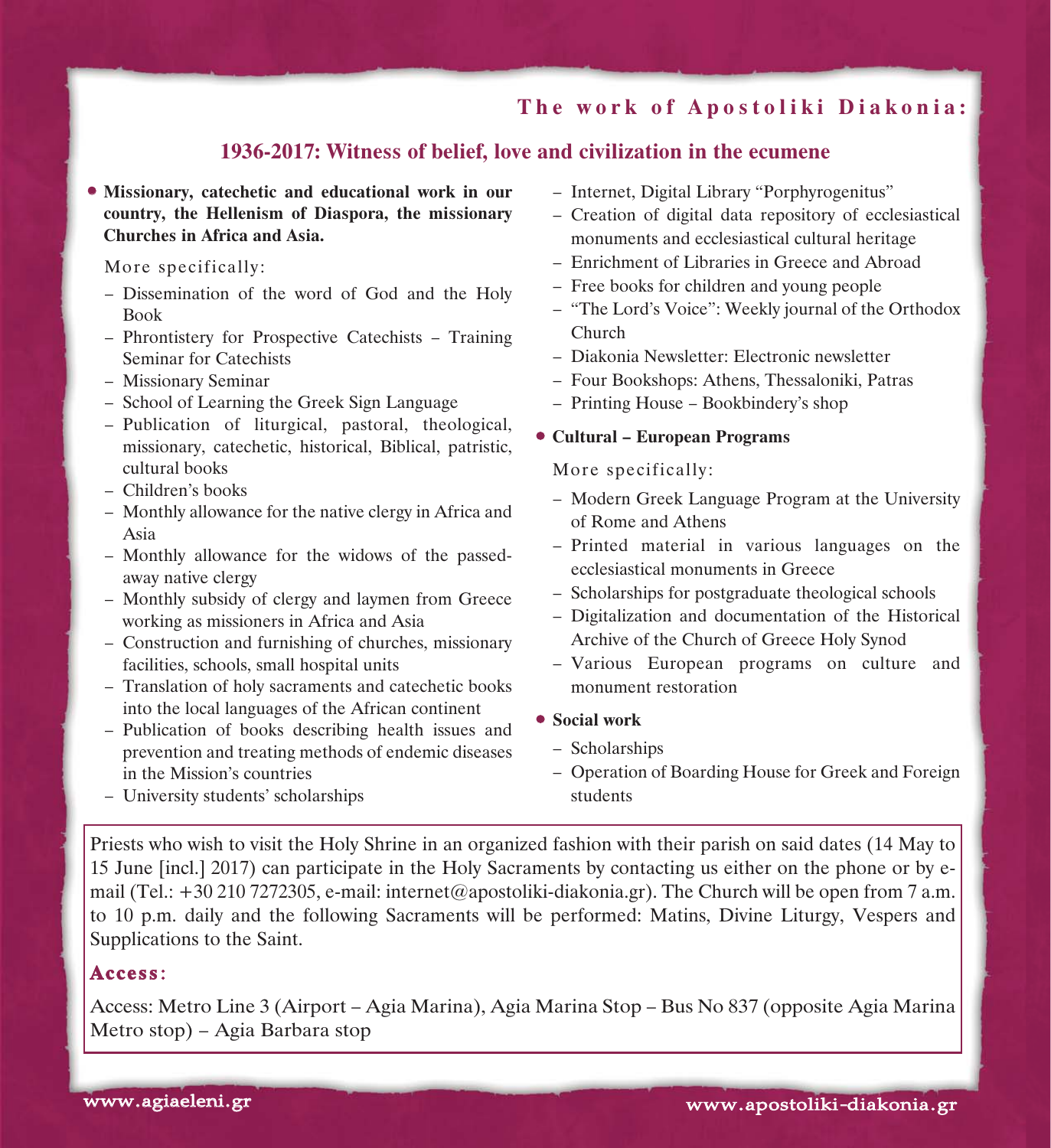## The work of Apostoliki Diakonia:

### 1936-2017: Witness of belief, love and civilization in the ecumene

- **Missionary, catechetic and educational work in our country, the Hellenism of Diaspora, the missionary Churches in Africa and Asia.**

  More specifically:

  - Dissemination of the word of God and the Holy Book
  - Phrontistery for Prospective Catechists – Training Seminar for Catechists
  - Missionary Seminar
  - School of Learning the Greek Sign Language
  - Publication of liturgical, pastoral, theological, missionary, catechetic, historical, Biblical, patristic, cultural books
  - Children's books
  - Monthly allowance for the native clergy in Africa and Asia
  - Monthly allowance for the widows of the passed-away native clergy
  - Monthly subsidy of clergy and laymen from Greece working as missioners in Africa and Asia
  - Construction and furnishing of churches, missionary facilities, schools, small hospital units
  - Translation of holy sacraments and catechetic books into the local languages of the African continent
  - Publication of books describing health issues and prevention and treating methods of endemic diseases in the Mission's countries
  - University students' scholarships
  - Internet, Digital Library "Porphyrogenitus"
  - Creation of digital data repository of ecclesiastical monuments and ecclesiastical cultural heritage
  - Enrichment of Libraries in Greece and Abroad
  - Free books for children and young people
  - "The Lord's Voice": Weekly journal of the Orthodox Church
  - Diakonia Newsletter: Electronic newsletter
  - Four Bookshops: Athens, Thessaloniki, Patras
  - Printing House – Bookbindery's shop

- **Cultural – European Programs**

  More specifically:

  - Modern Greek Language Program at the University of Rome and Athens
  - Printed material in various languages on the ecclesiastical monuments in Greece
  - Scholarships for postgraduate theological schools
  - Digitalization and documentation of the Historical Archive of the Church of Greece Holy Synod
  - Various European programs on culture and monument restoration

- **Social work**

  - Scholarships
  - Operation of Boarding House for Greek and Foreign students

Priests who wish to visit the Holy Shrine in an organized fashion with their parish on said dates (14 May to 15 June [incl.] 2017) can participate in the Holy Sacraments by contacting us either on the phone or by e-mail (Tel.: +30 210 7272305, e-mail: internet@apostoliki-diakonia.gr). The Church will be open from 7 a.m. to 10 p.m. daily and the following Sacraments will be performed: Matins, Divine Liturgy, Vespers and Supplications to the Saint.

### Access:

Access: Metro Line 3 (Airport – Agia Marina), Agia Marina Stop – Bus No 837 (opposite Agia Marina Metro stop) – Agia Barbara stop

www.agiaeleni.gr

www.apostoliki-diakonia.gr